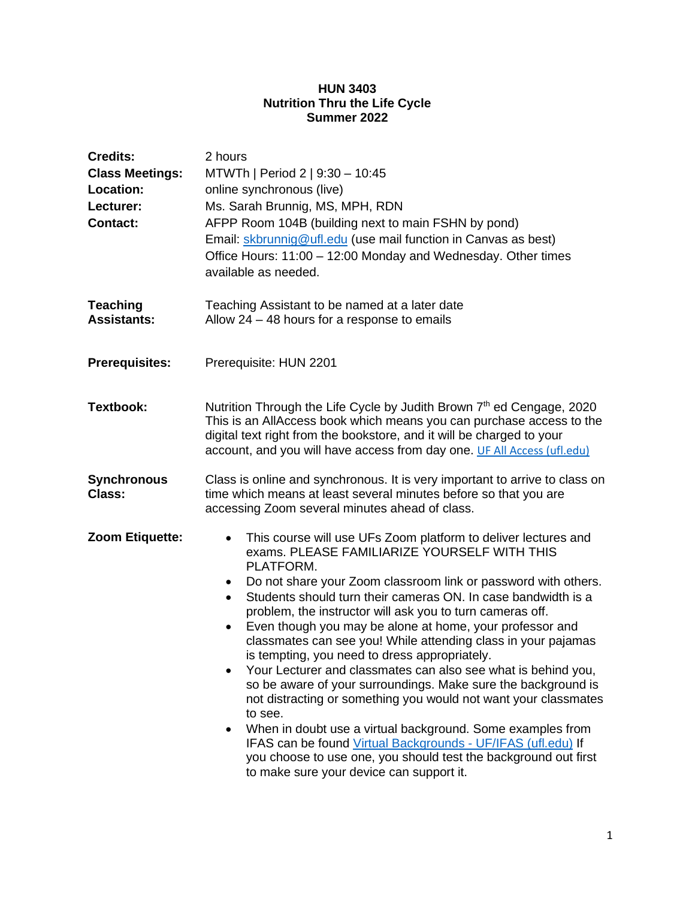# HUN 3403
## Nutrition Thru the Life Cycle
## Summer 2022

**Credits:** 2 hours

**Class Meetings:** MTWTh | Period 2 | 9:30 – 10:45

**Location:** online synchronous (live)

**Lecturer:** Ms. Sarah Brunnig, MS, MPH, RDN

**Contact:** AFPP Room 104B (building next to main FSHN by pond)
Email: [skbrunnig@ufl.edu](mailto:skbrunnig@ufl.edu) (use mail function in Canvas as best)
Office Hours: 11:00 – 12:00 Monday and Wednesday. Other times available as needed.

**Teaching Assistants:** Teaching Assistant to be named at a later date
Allow 24 – 48 hours for a response to emails

**Prerequisites:** Prerequisite: HUN 2201

**Textbook:** Nutrition Through the Life Cycle by Judith Brown 7th ed Cengage, 2020 This is an AllAccess book which means you can purchase access to the digital text right from the bookstore, and it will be charged to your account, and you will have access from day one. [UF All Access (ufl.edu)]

**Synchronous Class:** Class is online and synchronous. It is very important to arrive to class on time which means at least several minutes before so that you are accessing Zoom several minutes ahead of class.

**Zoom Etiquette:**

- This course will use UFs Zoom platform to deliver lectures and exams. PLEASE FAMILIARIZE YOURSELF WITH THIS PLATFORM.
- Do not share your Zoom classroom link or password with others.
- Students should turn their cameras ON. In case bandwidth is a problem, the instructor will ask you to turn cameras off.
- Even though you may be alone at home, your professor and classmates can see you! While attending class in your pajamas is tempting, you need to dress appropriately.
- Your Lecturer and classmates can also see what is behind you, so be aware of your surroundings. Make sure the background is not distracting or something you would not want your classmates to see.
- When in doubt use a virtual background. Some examples from IFAS can be found [Virtual Backgrounds - UF/IFAS (ufl.edu)] If you choose to use one, you should test the background out first to make sure your device can support it.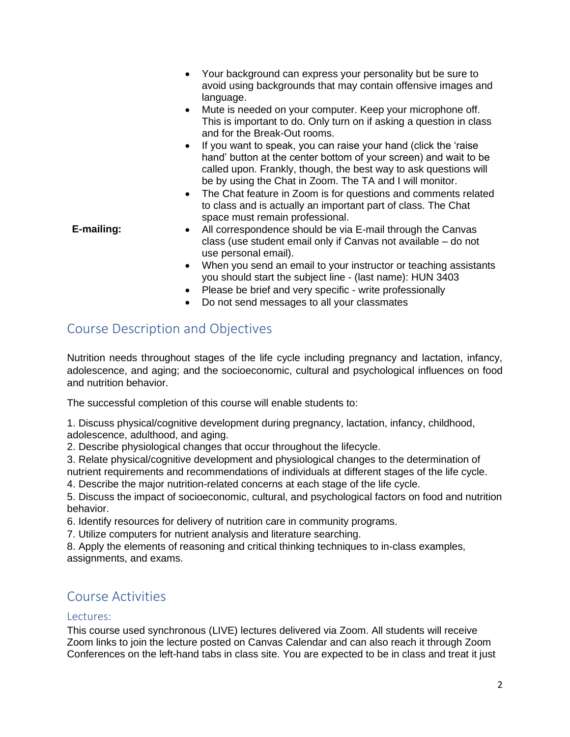- Your background can express your personality but be sure to avoid using backgrounds that may contain offensive images and language.
- Mute is needed on your computer. Keep your microphone off. This is important to do. Only turn on if asking a question in class and for the Break-Out rooms.
- If you want to speak, you can raise your hand (click the 'raise hand' button at the center bottom of your screen) and wait to be called upon. Frankly, though, the best way to ask questions will be by using the Chat in Zoom. The TA and I will monitor.
- The Chat feature in Zoom is for questions and comments related to class and is actually an important part of class. The Chat space must remain professional.

**E-mailing:**

- All correspondence should be via E-mail through the Canvas class (use student email only if Canvas not available – do not use personal email).
- When you send an email to your instructor or teaching assistants you should start the subject line - (last name): HUN 3403
- Please be brief and very specific - write professionally
- Do not send messages to all your classmates

## Course Description and Objectives

Nutrition needs throughout stages of the life cycle including pregnancy and lactation, infancy, adolescence, and aging; and the socioeconomic, cultural and psychological influences on food and nutrition behavior.

The successful completion of this course will enable students to:

1. Discuss physical/cognitive development during pregnancy, lactation, infancy, childhood, adolescence, adulthood, and aging.
2. Describe physiological changes that occur throughout the lifecycle.
3. Relate physical/cognitive development and physiological changes to the determination of nutrient requirements and recommendations of individuals at different stages of the life cycle.
4. Describe the major nutrition-related concerns at each stage of the life cycle.
5. Discuss the impact of socioeconomic, cultural, and psychological factors on food and nutrition behavior.
6. Identify resources for delivery of nutrition care in community programs.
7. Utilize computers for nutrient analysis and literature searching.
8. Apply the elements of reasoning and critical thinking techniques to in-class examples, assignments, and exams.

## Course Activities

### Lectures:

This course used synchronous (LIVE) lectures delivered via Zoom. All students will receive Zoom links to join the lecture posted on Canvas Calendar and can also reach it through Zoom Conferences on the left-hand tabs in class site. You are expected to be in class and treat it just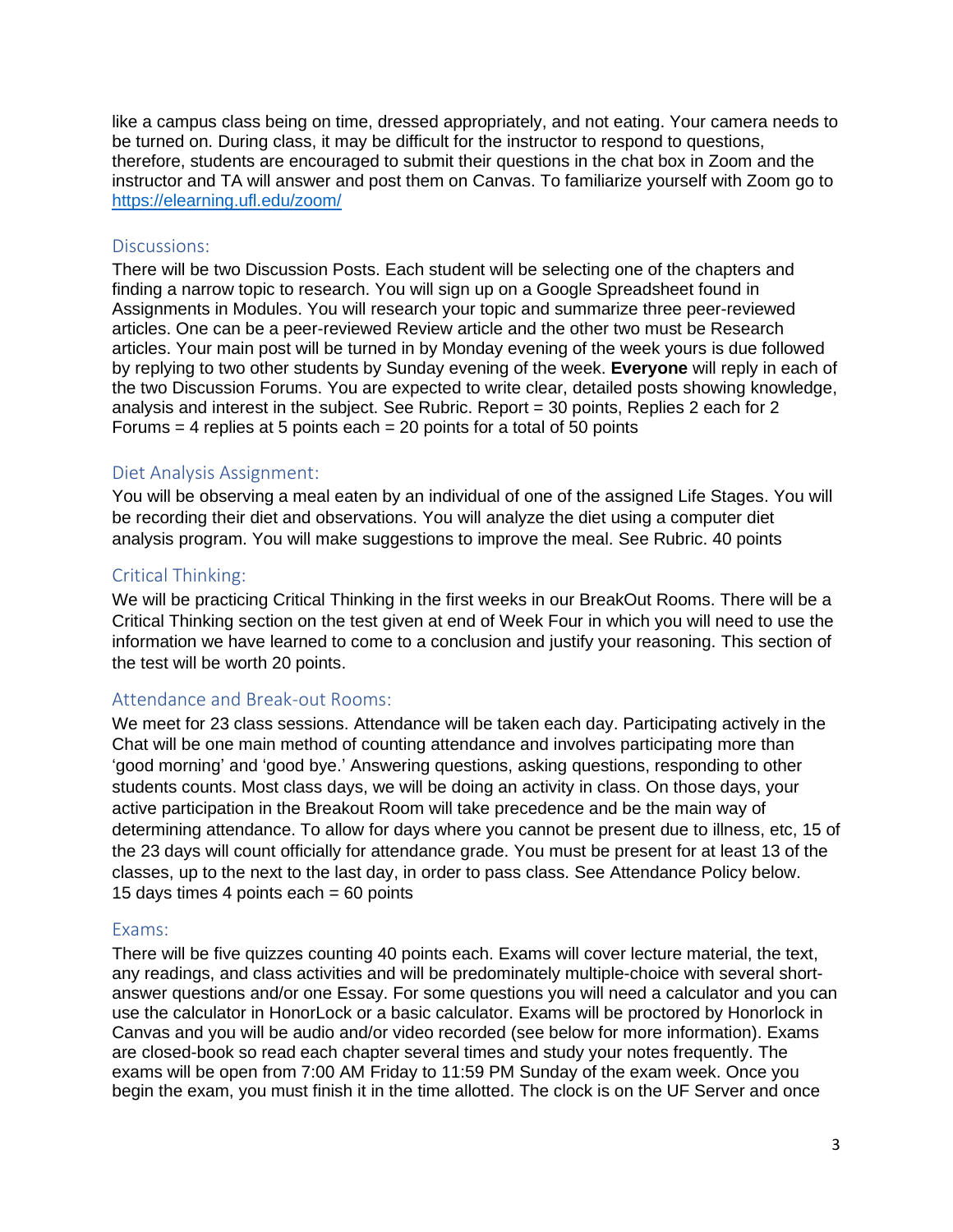like a campus class being on time, dressed appropriately, and not eating. Your camera needs to be turned on. During class, it may be difficult for the instructor to respond to questions, therefore, students are encouraged to submit their questions in the chat box in Zoom and the instructor and TA will answer and post them on Canvas. To familiarize yourself with Zoom go to [https://elearning.ufl.edu/zoom/](https://elearning.ufl.edu/zoom/)

## Discussions:

There will be two Discussion Posts. Each student will be selecting one of the chapters and finding a narrow topic to research. You will sign up on a Google Spreadsheet found in Assignments in Modules. You will research your topic and summarize three peer-reviewed articles. One can be a peer-reviewed Review article and the other two must be Research articles. Your main post will be turned in by Monday evening of the week yours is due followed by replying to two other students by Sunday evening of the week. **Everyone** will reply in each of the two Discussion Forums. You are expected to write clear, detailed posts showing knowledge, analysis and interest in the subject. See Rubric. Report = 30 points, Replies 2 each for 2 Forums = 4 replies at 5 points each = 20 points for a total of 50 points

## Diet Analysis Assignment:

You will be observing a meal eaten by an individual of one of the assigned Life Stages. You will be recording their diet and observations. You will analyze the diet using a computer diet analysis program. You will make suggestions to improve the meal. See Rubric. 40 points

## Critical Thinking:

We will be practicing Critical Thinking in the first weeks in our BreakOut Rooms. There will be a Critical Thinking section on the test given at end of Week Four in which you will need to use the information we have learned to come to a conclusion and justify your reasoning. This section of the test will be worth 20 points.

## Attendance and Break-out Rooms:

We meet for 23 class sessions. Attendance will be taken each day. Participating actively in the Chat will be one main method of counting attendance and involves participating more than 'good morning' and 'good bye.' Answering questions, asking questions, responding to other students counts. Most class days, we will be doing an activity in class. On those days, your active participation in the Breakout Room will take precedence and be the main way of determining attendance. To allow for days where you cannot be present due to illness, etc, 15 of the 23 days will count officially for attendance grade. You must be present for at least 13 of the classes, up to the next to the last day, in order to pass class. See Attendance Policy below.
15 days times 4 points each = 60 points

## Exams:

There will be five quizzes counting 40 points each. Exams will cover lecture material, the text, any readings, and class activities and will be predominately multiple-choice with several short-answer questions and/or one Essay. For some questions you will need a calculator and you can use the calculator in HonorLock or a basic calculator. Exams will be proctored by Honorlock in Canvas and you will be audio and/or video recorded (see below for more information). Exams are closed-book so read each chapter several times and study your notes frequently. The exams will be open from 7:00 AM Friday to 11:59 PM Sunday of the exam week. Once you begin the exam, you must finish it in the time allotted. The clock is on the UF Server and once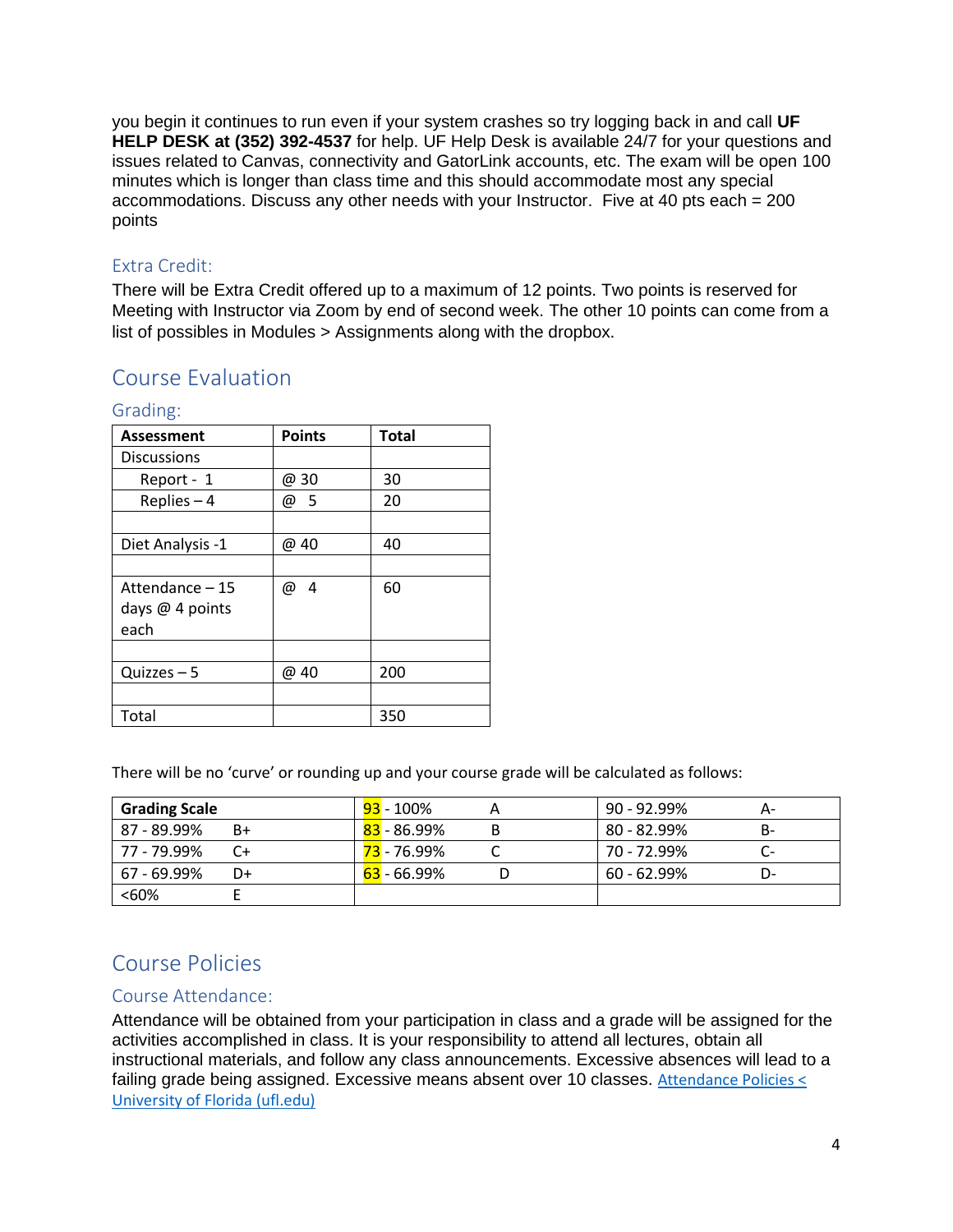you begin it continues to run even if your system crashes so try logging back in and call **UF HELP DESK at (352) 392-4537** for help. UF Help Desk is available 24/7 for your questions and issues related to Canvas, connectivity and GatorLink accounts, etc. The exam will be open 100 minutes which is longer than class time and this should accommodate most any special accommodations. Discuss any other needs with your Instructor. Five at 40 pts each = 200 points

### Extra Credit:

There will be Extra Credit offered up to a maximum of 12 points. Two points is reserved for Meeting with Instructor via Zoom by end of second week. The other 10 points can come from a list of possibles in Modules > Assignments along with the dropbox.

## Course Evaluation

### Grading:

| Assessment | Points | Total |
|---|---|---|
| Discussions | | |
| Report - 1 | @ 30 | 30 |
| Replies – 4 | @ 5 | 20 |
| | | |
| Diet Analysis -1 | @ 40 | 40 |
| | | |
| Attendance – 15 days @ 4 points each | @ 4 | 60 |
| | | |
| Quizzes – 5 | @ 40 | 200 |
| | | |
| Total | | 350 |

There will be no 'curve' or rounding up and your course grade will be calculated as follows:

| Grading Scale | | 93 - 100% | A | 90 - 92.99% | A- |
|---|---|---|---|---|---|
| 87 - 89.99% | B+ | 83 - 86.99% | B | 80 - 82.99% | B- |
| 77 - 79.99% | C+ | 73 - 76.99% | C | 70 - 72.99% | C- |
| 67 - 69.99% | D+ | 63 - 66.99% | D | 60 - 62.99% | D- |
| <60% | E | | | | |

## Course Policies

### Course Attendance:

Attendance will be obtained from your participation in class and a grade will be assigned for the activities accomplished in class. It is your responsibility to attend all lectures, obtain all instructional materials, and follow any class announcements. Excessive absences will lead to a failing grade being assigned. Excessive means absent over 10 classes. [Attendance Policies < University of Florida (ufl.edu)]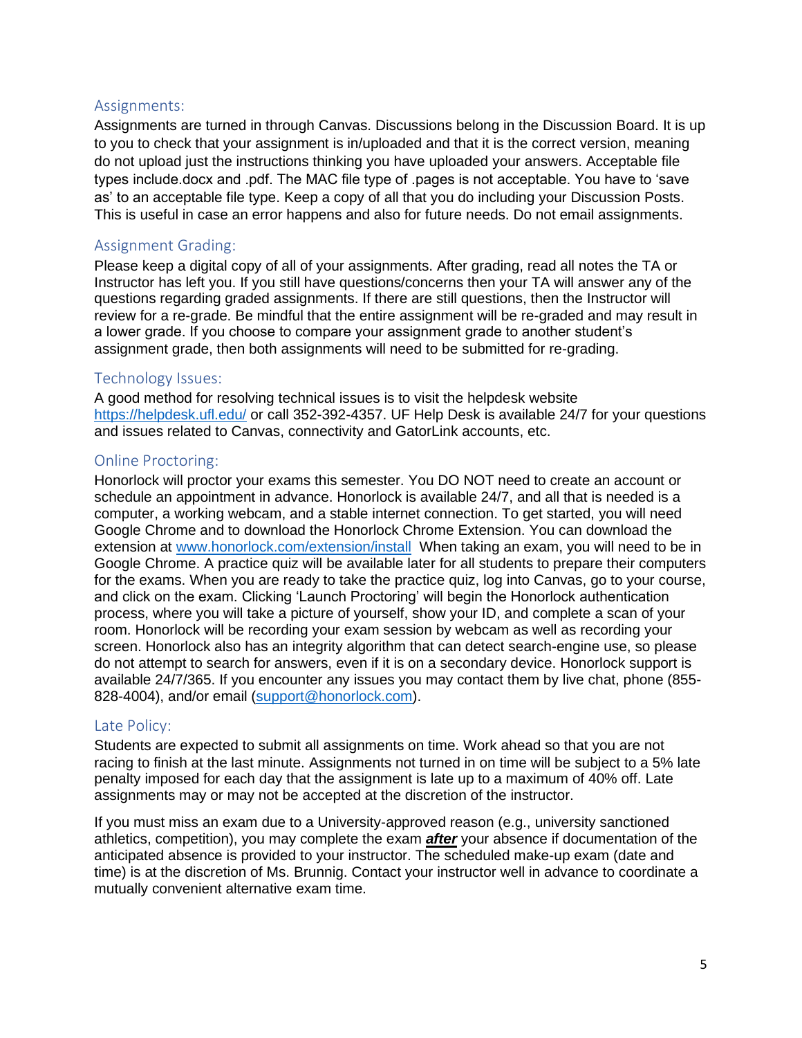### Assignments:

Assignments are turned in through Canvas. Discussions belong in the Discussion Board. It is up to you to check that your assignment is in/uploaded and that it is the correct version, meaning do not upload just the instructions thinking you have uploaded your answers. Acceptable file types include.docx and .pdf. The MAC file type of .pages is not acceptable. You have to 'save as' to an acceptable file type. Keep a copy of all that you do including your Discussion Posts. This is useful in case an error happens and also for future needs. Do not email assignments.

### Assignment Grading:

Please keep a digital copy of all of your assignments. After grading, read all notes the TA or Instructor has left you. If you still have questions/concerns then your TA will answer any of the questions regarding graded assignments. If there are still questions, then the Instructor will review for a re-grade. Be mindful that the entire assignment will be re-graded and may result in a lower grade. If you choose to compare your assignment grade to another student's assignment grade, then both assignments will need to be submitted for re-grading.

### Technology Issues:

A good method for resolving technical issues is to visit the helpdesk website [https://helpdesk.ufl.edu/](https://helpdesk.ufl.edu/) or call 352-392-4357. UF Help Desk is available 24/7 for your questions and issues related to Canvas, connectivity and GatorLink accounts, etc.

### Online Proctoring:

Honorlock will proctor your exams this semester. You DO NOT need to create an account or schedule an appointment in advance. Honorlock is available 24/7, and all that is needed is a computer, a working webcam, and a stable internet connection. To get started, you will need Google Chrome and to download the Honorlock Chrome Extension. You can download the extension at [www.honorlock.com/extension/install](www.honorlock.com/extension/install) When taking an exam, you will need to be in Google Chrome. A practice quiz will be available later for all students to prepare their computers for the exams. When you are ready to take the practice quiz, log into Canvas, go to your course, and click on the exam. Clicking 'Launch Proctoring' will begin the Honorlock authentication process, where you will take a picture of yourself, show your ID, and complete a scan of your room. Honorlock will be recording your exam session by webcam as well as recording your screen. Honorlock also has an integrity algorithm that can detect search-engine use, so please do not attempt to search for answers, even if it is on a secondary device. Honorlock support is available 24/7/365. If you encounter any issues you may contact them by live chat, phone (855-828-4004), and/or email ([support@honorlock.com](mailto:support@honorlock.com)).

### Late Policy:

Students are expected to submit all assignments on time. Work ahead so that you are not racing to finish at the last minute. Assignments not turned in on time will be subject to a 5% late penalty imposed for each day that the assignment is late up to a maximum of 40% off. Late assignments may or may not be accepted at the discretion of the instructor.

If you must miss an exam due to a University-approved reason (e.g., university sanctioned athletics, competition), you may complete the exam ***after*** your absence if documentation of the anticipated absence is provided to your instructor. The scheduled make-up exam (date and time) is at the discretion of Ms. Brunnig. Contact your instructor well in advance to coordinate a mutually convenient alternative exam time.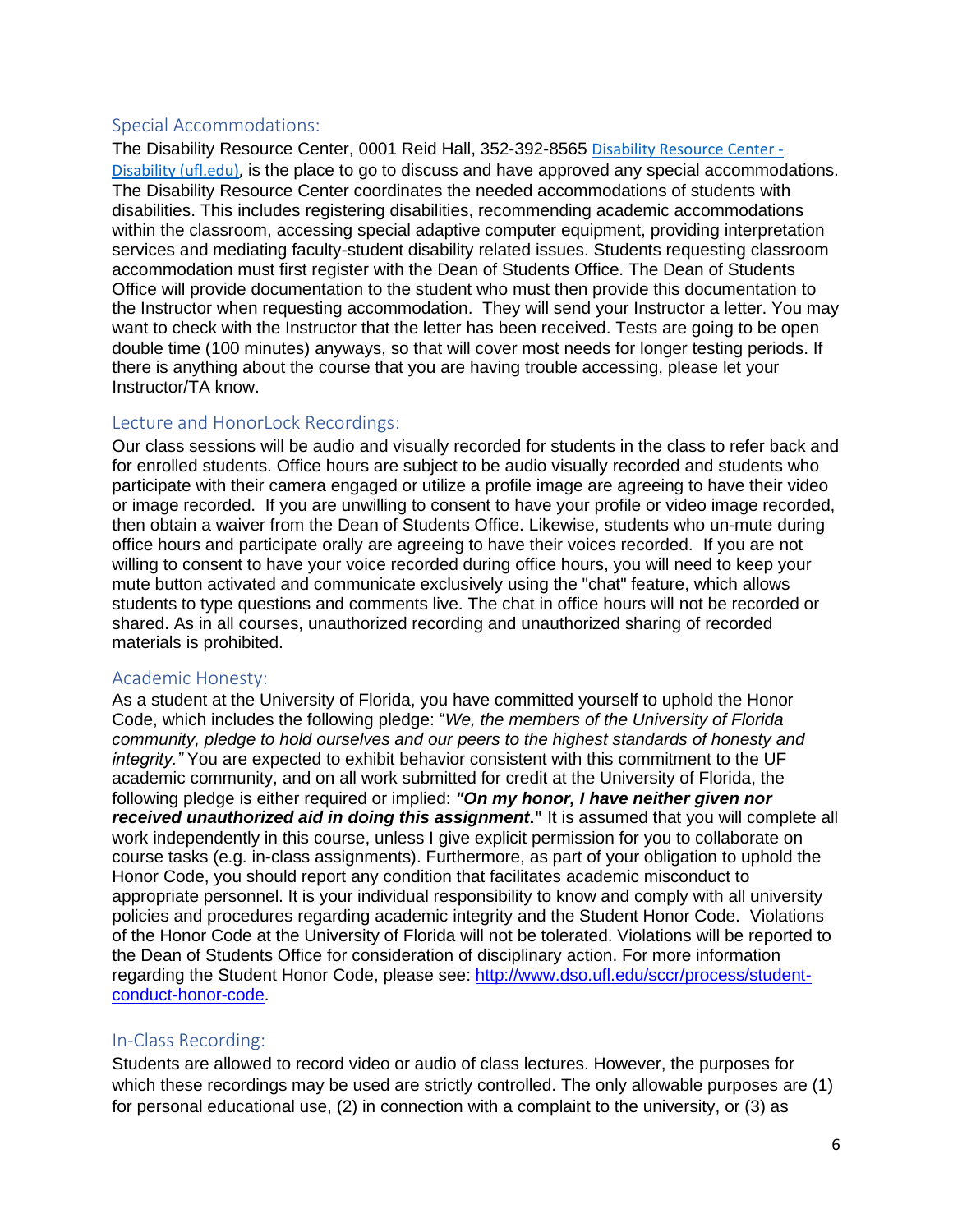## Special Accommodations:

The Disability Resource Center, 0001 Reid Hall, 352-392-8565 [Disability Resource Center - Disability (ufl.edu)](https://disability.ufl.edu), is the place to go to discuss and have approved any special accommodations. The Disability Resource Center coordinates the needed accommodations of students with disabilities. This includes registering disabilities, recommending academic accommodations within the classroom, accessing special adaptive computer equipment, providing interpretation services and mediating faculty-student disability related issues. Students requesting classroom accommodation must first register with the Dean of Students Office. The Dean of Students Office will provide documentation to the student who must then provide this documentation to the Instructor when requesting accommodation. They will send your Instructor a letter. You may want to check with the Instructor that the letter has been received. Tests are going to be open double time (100 minutes) anyways, so that will cover most needs for longer testing periods. If there is anything about the course that you are having trouble accessing, please let your Instructor/TA know.

## Lecture and HonorLock Recordings:

Our class sessions will be audio and visually recorded for students in the class to refer back and for enrolled students. Office hours are subject to be audio visually recorded and students who participate with their camera engaged or utilize a profile image are agreeing to have their video or image recorded. If you are unwilling to consent to have your profile or video image recorded, then obtain a waiver from the Dean of Students Office. Likewise, students who un-mute during office hours and participate orally are agreeing to have their voices recorded. If you are not willing to consent to have your voice recorded during office hours, you will need to keep your mute button activated and communicate exclusively using the "chat" feature, which allows students to type questions and comments live. The chat in office hours will not be recorded or shared. As in all courses, unauthorized recording and unauthorized sharing of recorded materials is prohibited.

## Academic Honesty:

As a student at the University of Florida, you have committed yourself to uphold the Honor Code, which includes the following pledge: "*We, the members of the University of Florida community, pledge to hold ourselves and our peers to the highest standards of honesty and integrity."* You are expected to exhibit behavior consistent with this commitment to the UF academic community, and on all work submitted for credit at the University of Florida, the following pledge is either required or implied: ***"On my honor, I have neither given nor received unauthorized aid in doing this assignment*."** It is assumed that you will complete all work independently in this course, unless I give explicit permission for you to collaborate on course tasks (e.g. in-class assignments). Furthermore, as part of your obligation to uphold the Honor Code, you should report any condition that facilitates academic misconduct to appropriate personnel. It is your individual responsibility to know and comply with all university policies and procedures regarding academic integrity and the Student Honor Code. Violations of the Honor Code at the University of Florida will not be tolerated. Violations will be reported to the Dean of Students Office for consideration of disciplinary action. For more information regarding the Student Honor Code, please see: [http://www.dso.ufl.edu/sccr/process/student-conduct-honor-code](http://www.dso.ufl.edu/sccr/process/student-conduct-honor-code).

## In-Class Recording:

Students are allowed to record video or audio of class lectures. However, the purposes for which these recordings may be used are strictly controlled. The only allowable purposes are (1) for personal educational use, (2) in connection with a complaint to the university, or (3) as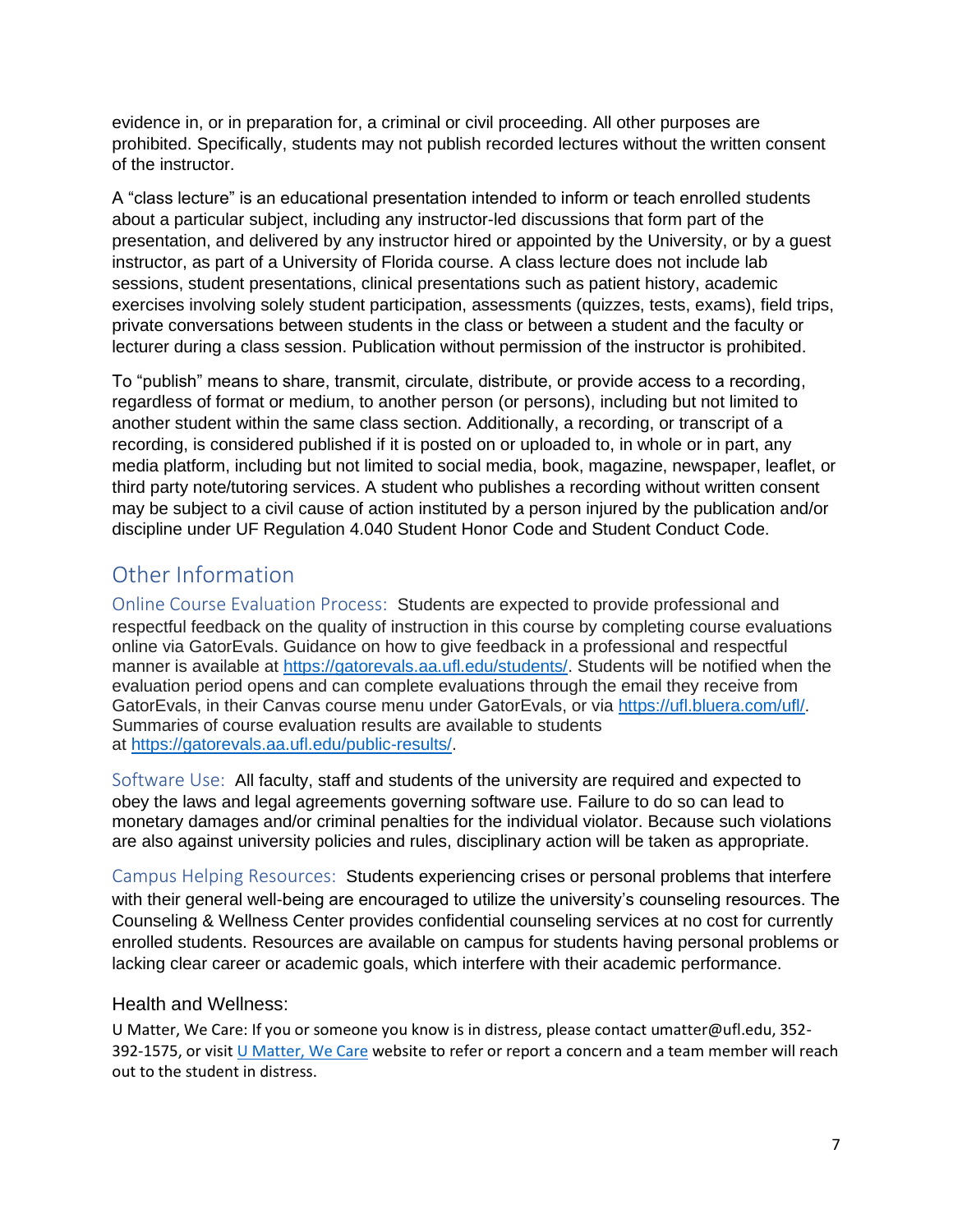evidence in, or in preparation for, a criminal or civil proceeding. All other purposes are prohibited. Specifically, students may not publish recorded lectures without the written consent of the instructor.

A “class lecture” is an educational presentation intended to inform or teach enrolled students about a particular subject, including any instructor-led discussions that form part of the presentation, and delivered by any instructor hired or appointed by the University, or by a guest instructor, as part of a University of Florida course. A class lecture does not include lab sessions, student presentations, clinical presentations such as patient history, academic exercises involving solely student participation, assessments (quizzes, tests, exams), field trips, private conversations between students in the class or between a student and the faculty or lecturer during a class session. Publication without permission of the instructor is prohibited.

To “publish” means to share, transmit, circulate, distribute, or provide access to a recording, regardless of format or medium, to another person (or persons), including but not limited to another student within the same class section. Additionally, a recording, or transcript of a recording, is considered published if it is posted on or uploaded to, in whole or in part, any media platform, including but not limited to social media, book, magazine, newspaper, leaflet, or third party note/tutoring services. A student who publishes a recording without written consent may be subject to a civil cause of action instituted by a person injured by the publication and/or discipline under UF Regulation 4.040 Student Honor Code and Student Conduct Code.

## Other Information

**Online Course Evaluation Process:** Students are expected to provide professional and respectful feedback on the quality of instruction in this course by completing course evaluations online via GatorEvals. Guidance on how to give feedback in a professional and respectful manner is available at [https://gatorevals.aa.ufl.edu/students/](https://gatorevals.aa.ufl.edu/students/). Students will be notified when the evaluation period opens and can complete evaluations through the email they receive from GatorEvals, in their Canvas course menu under GatorEvals, or via [https://ufl.bluera.com/ufl/](https://ufl.bluera.com/ufl/). Summaries of course evaluation results are available to students at [https://gatorevals.aa.ufl.edu/public-results/](https://gatorevals.aa.ufl.edu/public-results/).

**Software Use:** All faculty, staff and students of the university are required and expected to obey the laws and legal agreements governing software use. Failure to do so can lead to monetary damages and/or criminal penalties for the individual violator. Because such violations are also against university policies and rules, disciplinary action will be taken as appropriate.

**Campus Helping Resources:** Students experiencing crises or personal problems that interfere with their general well-being are encouraged to utilize the university’s counseling resources. The Counseling & Wellness Center provides confidential counseling services at no cost for currently enrolled students. Resources are available on campus for students having personal problems or lacking clear career or academic goals, which interfere with their academic performance.

### Health and Wellness:

U Matter, We Care: If you or someone you know is in distress, please contact umatter@ufl.edu, 352-392-1575, or visit [U Matter, We Care](#) website to refer or report a concern and a team member will reach out to the student in distress.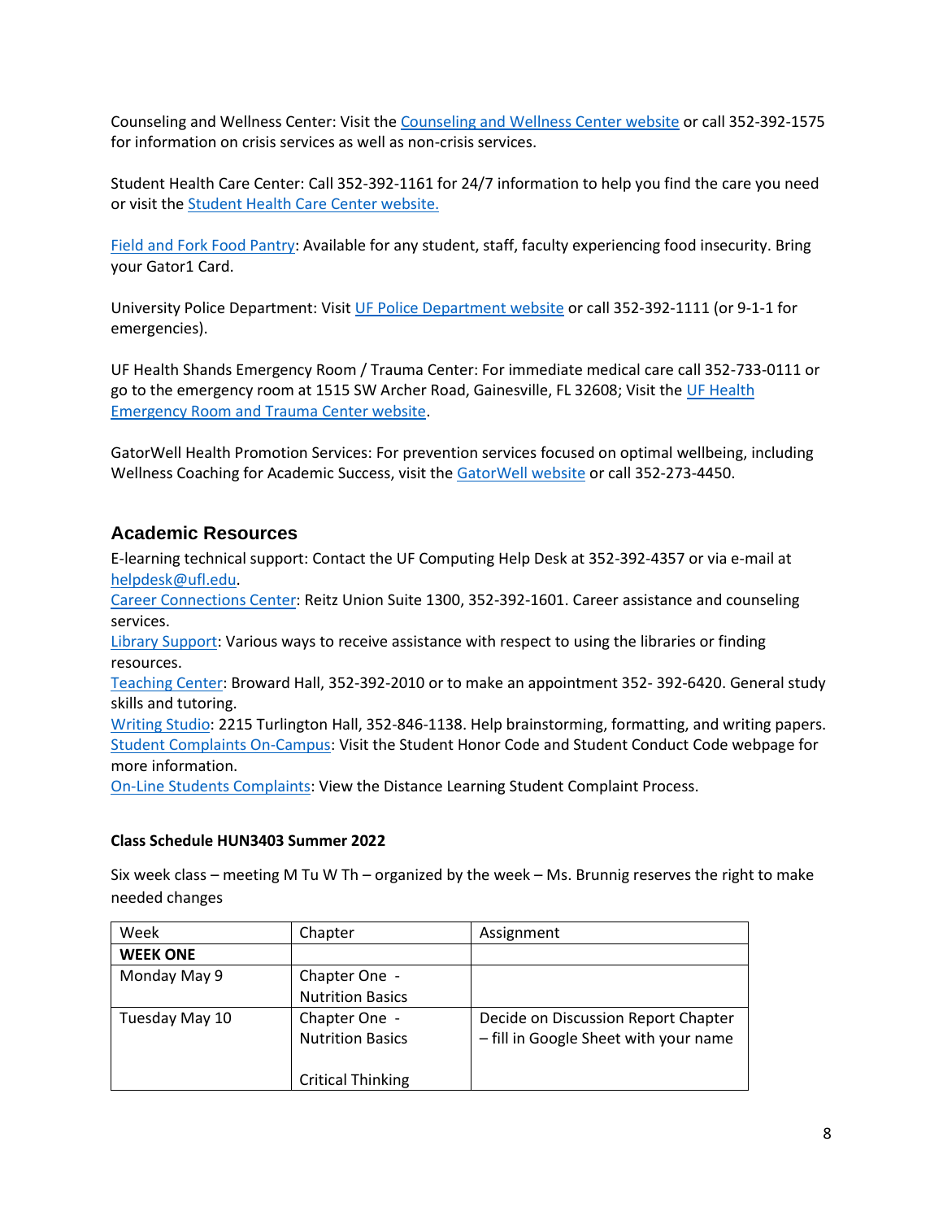Counseling and Wellness Center: Visit the Counseling and Wellness Center website or call 352-392-1575 for information on crisis services as well as non-crisis services.

Student Health Care Center: Call 352-392-1161 for 24/7 information to help you find the care you need or visit the Student Health Care Center website.

Field and Fork Food Pantry: Available for any student, staff, faculty experiencing food insecurity. Bring your Gator1 Card.

University Police Department: Visit UF Police Department website or call 352-392-1111 (or 9-1-1 for emergencies).

UF Health Shands Emergency Room / Trauma Center: For immediate medical care call 352-733-0111 or go to the emergency room at 1515 SW Archer Road, Gainesville, FL 32608; Visit the UF Health Emergency Room and Trauma Center website.

GatorWell Health Promotion Services: For prevention services focused on optimal wellbeing, including Wellness Coaching for Academic Success, visit the GatorWell website or call 352-273-4450.

## Academic Resources

E-learning technical support: Contact the UF Computing Help Desk at 352-392-4357 or via e-mail at helpdesk@ufl.edu.
Career Connections Center: Reitz Union Suite 1300, 352-392-1601. Career assistance and counseling services.
Library Support: Various ways to receive assistance with respect to using the libraries or finding resources.
Teaching Center: Broward Hall, 352-392-2010 or to make an appointment 352- 392-6420. General study skills and tutoring.
Writing Studio: 2215 Turlington Hall, 352-846-1138. Help brainstorming, formatting, and writing papers.
Student Complaints On-Campus: Visit the Student Honor Code and Student Conduct Code webpage for more information.
On-Line Students Complaints: View the Distance Learning Student Complaint Process.

**Class Schedule HUN3403 Summer 2022**

Six week class – meeting M Tu W Th – organized by the week – Ms. Brunnig reserves the right to make needed changes

| Week | Chapter | Assignment |
|---|---|---|
| **WEEK ONE** | | |
| Monday May 9 | Chapter One - Nutrition Basics | |
| Tuesday May 10 | Chapter One - Nutrition Basics<br><br>Critical Thinking | Decide on Discussion Report Chapter – fill in Google Sheet with your name |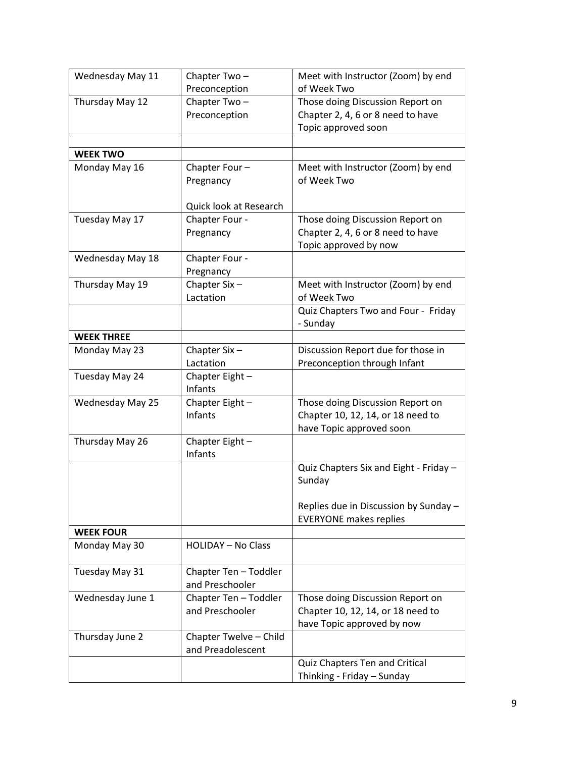| | | |
|---|---|---|
| Wednesday May 11 | Chapter Two – Preconception | Meet with Instructor (Zoom) by end of Week Two |
| Thursday May 12 | Chapter Two – Preconception | Those doing Discussion Report on Chapter 2, 4, 6 or 8 need to have Topic approved soon |
| | | |
| **WEEK TWO** | | |
| Monday May 16 | Chapter Four – Pregnancy<br><br>Quick look at Research | Meet with Instructor (Zoom) by end of Week Two |
| Tuesday May 17 | Chapter Four - Pregnancy | Those doing Discussion Report on Chapter 2, 4, 6 or 8 need to have Topic approved by now |
| Wednesday May 18 | Chapter Four - Pregnancy | |
| Thursday May 19 | Chapter Six – Lactation | Meet with Instructor (Zoom) by end of Week Two |
| | | Quiz Chapters Two and Four - Friday - Sunday |
| **WEEK THREE** | | |
| Monday May 23 | Chapter Six – Lactation | Discussion Report due for those in Preconception through Infant |
| Tuesday May 24 | Chapter Eight – Infants | |
| Wednesday May 25 | Chapter Eight – Infants | Those doing Discussion Report on Chapter 10, 12, 14, or 18 need to have Topic approved soon |
| Thursday May 26 | Chapter Eight – Infants | |
| | | Quiz Chapters Six and Eight - Friday – Sunday<br><br>Replies due in Discussion by Sunday – EVERYONE makes replies |
| **WEEK FOUR** | | |
| Monday May 30 | HOLIDAY – No Class | |
| Tuesday May 31 | Chapter Ten – Toddler and Preschooler | |
| Wednesday June 1 | Chapter Ten – Toddler and Preschooler | Those doing Discussion Report on Chapter 10, 12, 14, or 18 need to have Topic approved by now |
| Thursday June 2 | Chapter Twelve – Child and Preadolescent | |
| | | Quiz Chapters Ten and Critical Thinking - Friday – Sunday |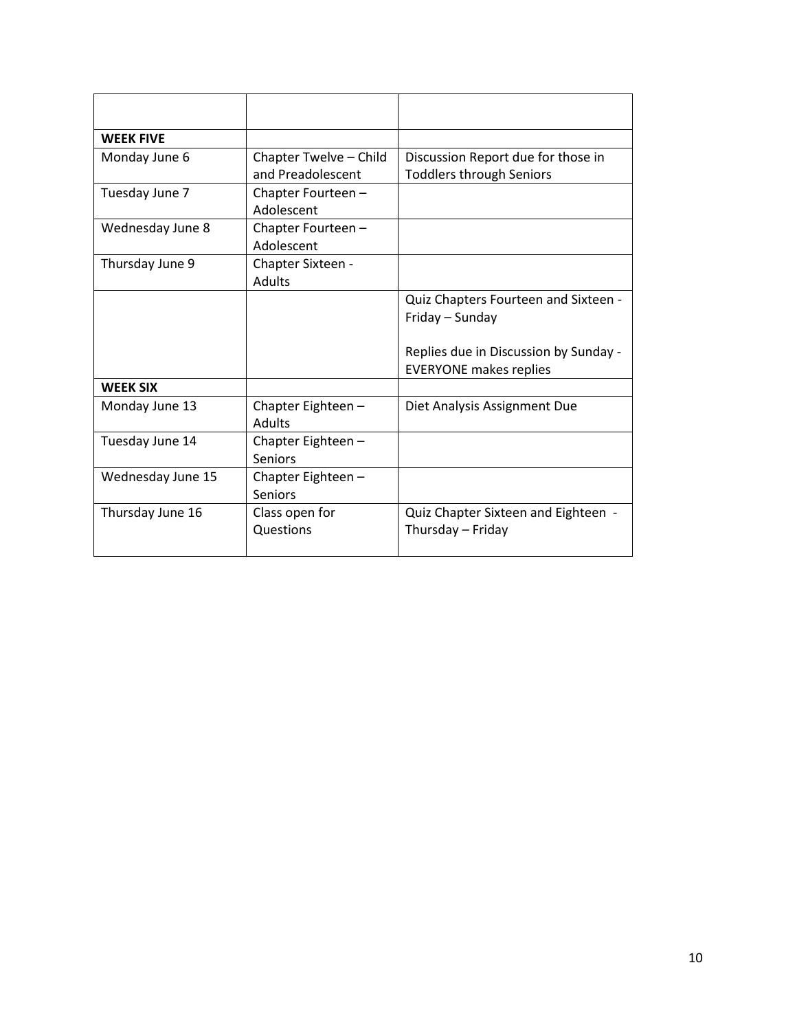| | | |
|---|---|---|
| | | |
| **WEEK FIVE** | | |
| Monday June 6 | Chapter Twelve – Child and Preadolescent | Discussion Report due for those in Toddlers through Seniors |
| Tuesday June 7 | Chapter Fourteen – Adolescent | |
| Wednesday June 8 | Chapter Fourteen – Adolescent | |
| Thursday June 9 | Chapter Sixteen - Adults | |
| | | Quiz Chapters Fourteen and Sixteen - Friday – Sunday<br><br>Replies due in Discussion by Sunday - EVERYONE makes replies |
| **WEEK SIX** | | |
| Monday June 13 | Chapter Eighteen – Adults | Diet Analysis Assignment Due |
| Tuesday June 14 | Chapter Eighteen – Seniors | |
| Wednesday June 15 | Chapter Eighteen – Seniors | |
| Thursday June 16 | Class open for Questions | Quiz Chapter Sixteen and Eighteen - Thursday – Friday |